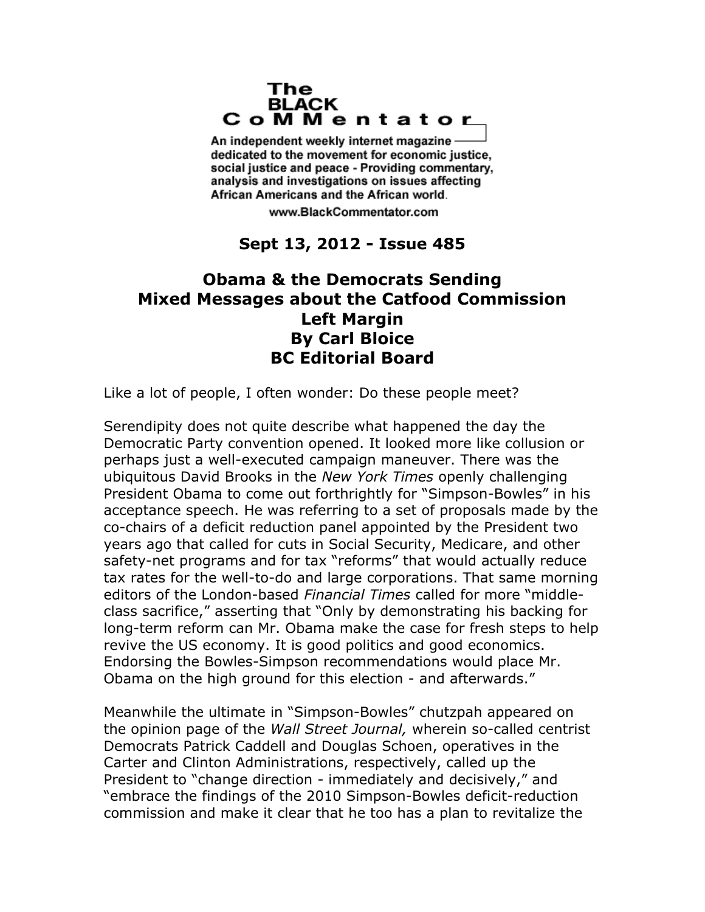The BLACK CoMMentator

An independent weekly internet magazine dedicated to the movement for economic justice, social justice and peace - Providing commentary, analysis and investigations on issues affecting African Americans and the African world.

www.BlackCommentator.com

**Sept 13, 2012 - Issue 485**

# Obama & the Democrats Sending Mixed Messages about the Catfood Commission

## Left Margin

## By Carl Bloice

## BC Editorial Board

Like a lot of people, I often wonder: Do these people meet?

Serendipity does not quite describe what happened the day the Democratic Party convention opened. It looked more like collusion or perhaps just a well-executed campaign maneuver. There was the ubiquitous David Brooks in the *New York Times* openly challenging President Obama to come out forthrightly for "Simpson-Bowles" in his acceptance speech. He was referring to a set of proposals made by the co-chairs of a deficit reduction panel appointed by the President two years ago that called for cuts in Social Security, Medicare, and other safety-net programs and for tax "reforms" that would actually reduce tax rates for the well-to-do and large corporations. That same morning editors of the London-based *Financial Times* called for more "middle-class sacrifice," asserting that "Only by demonstrating his backing for long-term reform can Mr. Obama make the case for fresh steps to help revive the US economy. It is good politics and good economics. Endorsing the Bowles-Simpson recommendations would place Mr. Obama on the high ground for this election - and afterwards."

Meanwhile the ultimate in "Simpson-Bowles" chutzpah appeared on the opinion page of the *Wall Street Journal,* wherein so-called centrist Democrats Patrick Caddell and Douglas Schoen, operatives in the Carter and Clinton Administrations, respectively, called up the President to "change direction - immediately and decisively," and "embrace the findings of the 2010 Simpson-Bowles deficit-reduction commission and make it clear that he too has a plan to revitalize the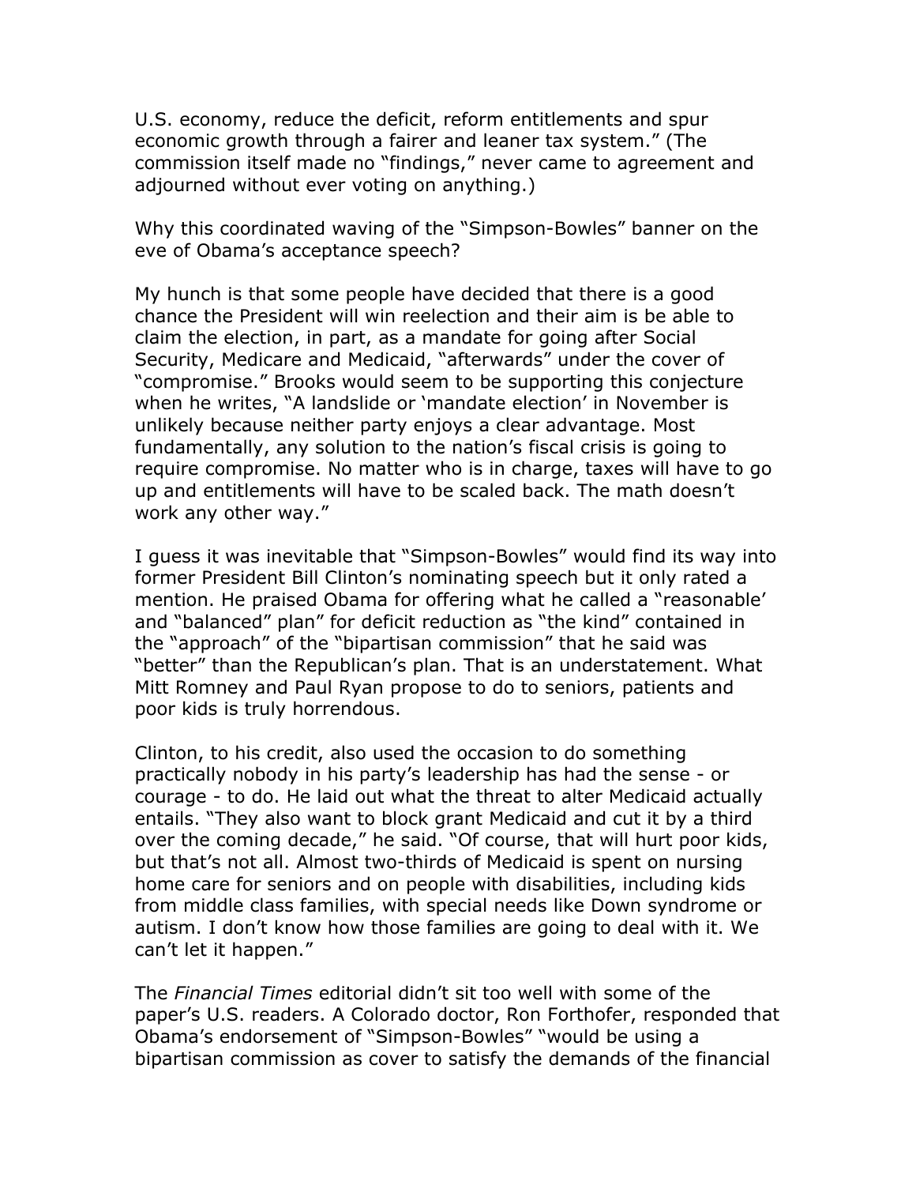U.S. economy, reduce the deficit, reform entitlements and spur economic growth through a fairer and leaner tax system." (The commission itself made no "findings," never came to agreement and adjourned without ever voting on anything.)

Why this coordinated waving of the "Simpson-Bowles" banner on the eve of Obama's acceptance speech?

My hunch is that some people have decided that there is a good chance the President will win reelection and their aim is be able to claim the election, in part, as a mandate for going after Social Security, Medicare and Medicaid, "afterwards" under the cover of "compromise." Brooks would seem to be supporting this conjecture when he writes, "A landslide or 'mandate election' in November is unlikely because neither party enjoys a clear advantage. Most fundamentally, any solution to the nation's fiscal crisis is going to require compromise. No matter who is in charge, taxes will have to go up and entitlements will have to be scaled back. The math doesn't work any other way."

I guess it was inevitable that "Simpson-Bowles" would find its way into former President Bill Clinton's nominating speech but it only rated a mention. He praised Obama for offering what he called a "reasonable' and "balanced" plan" for deficit reduction as "the kind" contained in the "approach" of the "bipartisan commission" that he said was "better" than the Republican's plan. That is an understatement. What Mitt Romney and Paul Ryan propose to do to seniors, patients and poor kids is truly horrendous.

Clinton, to his credit, also used the occasion to do something practically nobody in his party's leadership has had the sense - or courage - to do. He laid out what the threat to alter Medicaid actually entails. "They also want to block grant Medicaid and cut it by a third over the coming decade," he said. "Of course, that will hurt poor kids, but that's not all. Almost two-thirds of Medicaid is spent on nursing home care for seniors and on people with disabilities, including kids from middle class families, with special needs like Down syndrome or autism. I don't know how those families are going to deal with it. We can't let it happen."

The *Financial Times* editorial didn't sit too well with some of the paper's U.S. readers. A Colorado doctor, Ron Forthofer, responded that Obama's endorsement of "Simpson-Bowles" "would be using a bipartisan commission as cover to satisfy the demands of the financial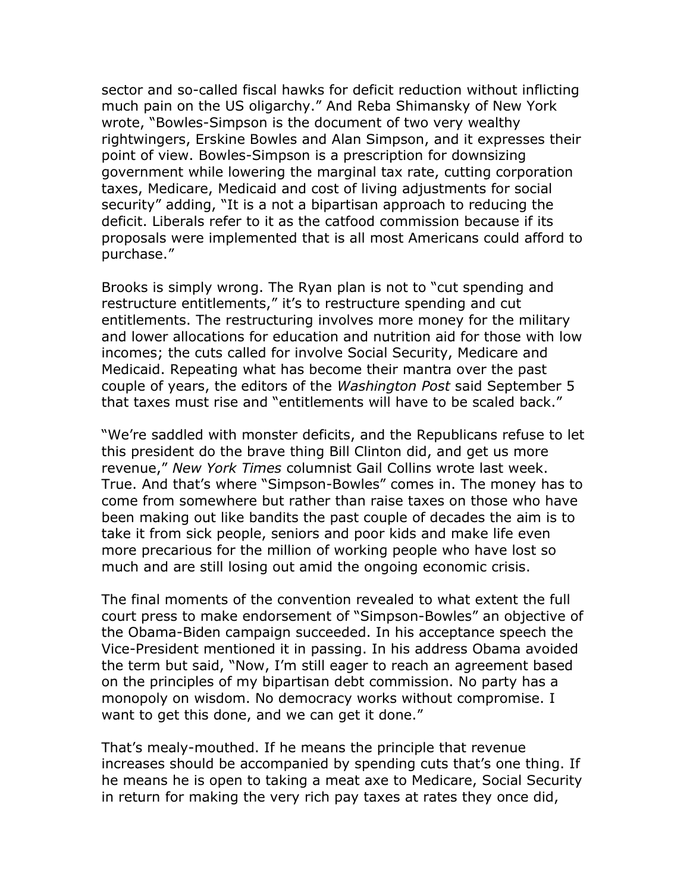sector and so-called fiscal hawks for deficit reduction without inflicting much pain on the US oligarchy." And Reba Shimansky of New York wrote, "Bowles-Simpson is the document of two very wealthy rightwingers, Erskine Bowles and Alan Simpson, and it expresses their point of view. Bowles-Simpson is a prescription for downsizing government while lowering the marginal tax rate, cutting corporation taxes, Medicare, Medicaid and cost of living adjustments for social security" adding, "It is a not a bipartisan approach to reducing the deficit. Liberals refer to it as the catfood commission because if its proposals were implemented that is all most Americans could afford to purchase."

Brooks is simply wrong. The Ryan plan is not to "cut spending and restructure entitlements," it's to restructure spending and cut entitlements. The restructuring involves more money for the military and lower allocations for education and nutrition aid for those with low incomes; the cuts called for involve Social Security, Medicare and Medicaid. Repeating what has become their mantra over the past couple of years, the editors of the *Washington Post* said September 5 that taxes must rise and "entitlements will have to be scaled back."

"We're saddled with monster deficits, and the Republicans refuse to let this president do the brave thing Bill Clinton did, and get us more revenue," *New York Times* columnist Gail Collins wrote last week. True. And that's where "Simpson-Bowles" comes in. The money has to come from somewhere but rather than raise taxes on those who have been making out like bandits the past couple of decades the aim is to take it from sick people, seniors and poor kids and make life even more precarious for the million of working people who have lost so much and are still losing out amid the ongoing economic crisis.

The final moments of the convention revealed to what extent the full court press to make endorsement of "Simpson-Bowles" an objective of the Obama-Biden campaign succeeded. In his acceptance speech the Vice-President mentioned it in passing. In his address Obama avoided the term but said, "Now, I'm still eager to reach an agreement based on the principles of my bipartisan debt commission. No party has a monopoly on wisdom. No democracy works without compromise. I want to get this done, and we can get it done."

That's mealy-mouthed. If he means the principle that revenue increases should be accompanied by spending cuts that's one thing. If he means he is open to taking a meat axe to Medicare, Social Security in return for making the very rich pay taxes at rates they once did,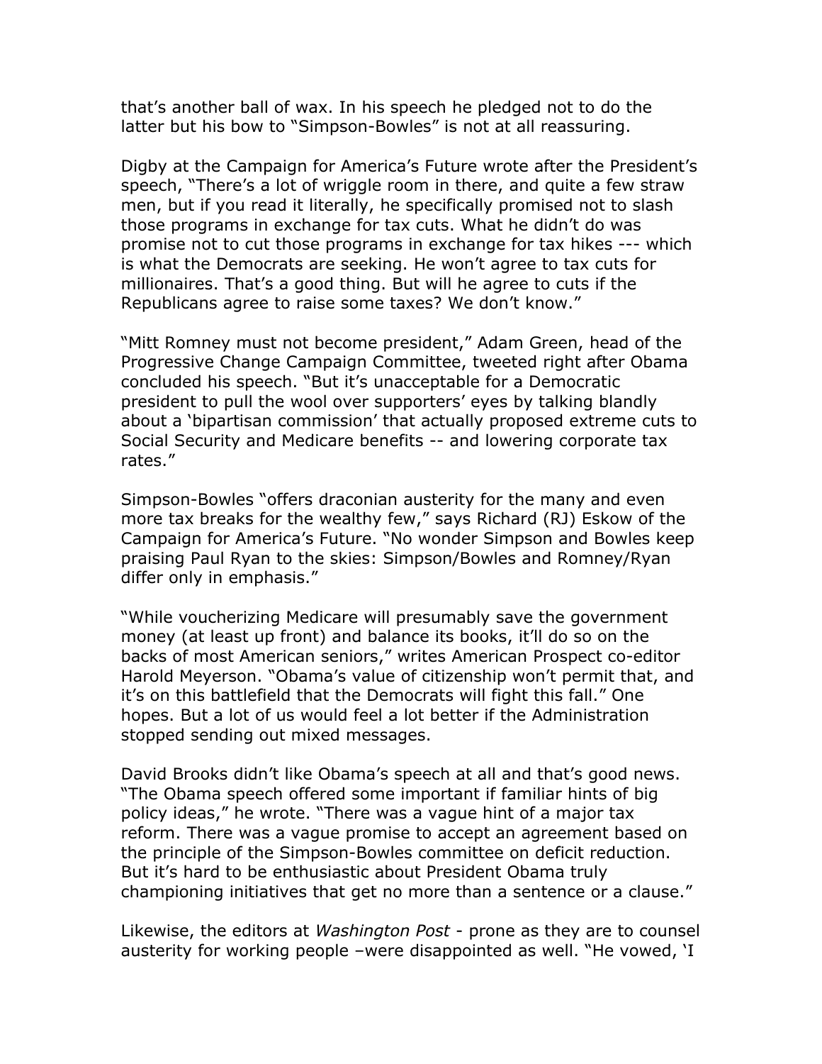that's another ball of wax. In his speech he pledged not to do the latter but his bow to "Simpson-Bowles" is not at all reassuring.

Digby at the Campaign for America's Future wrote after the President's speech, "There's a lot of wriggle room in there, and quite a few straw men, but if you read it literally, he specifically promised not to slash those programs in exchange for tax cuts. What he didn't do was promise not to cut those programs in exchange for tax hikes --- which is what the Democrats are seeking. He won't agree to tax cuts for millionaires. That's a good thing. But will he agree to cuts if the Republicans agree to raise some taxes? We don't know."

"Mitt Romney must not become president," Adam Green, head of the Progressive Change Campaign Committee, tweeted right after Obama concluded his speech. "But it's unacceptable for a Democratic president to pull the wool over supporters' eyes by talking blandly about a 'bipartisan commission' that actually proposed extreme cuts to Social Security and Medicare benefits -- and lowering corporate tax rates."

Simpson-Bowles "offers draconian austerity for the many and even more tax breaks for the wealthy few," says Richard (RJ) Eskow of the Campaign for America's Future. "No wonder Simpson and Bowles keep praising Paul Ryan to the skies: Simpson/Bowles and Romney/Ryan differ only in emphasis."

"While voucherizing Medicare will presumably save the government money (at least up front) and balance its books, it'll do so on the backs of most American seniors," writes American Prospect co-editor Harold Meyerson. "Obama's value of citizenship won't permit that, and it's on this battlefield that the Democrats will fight this fall." One hopes. But a lot of us would feel a lot better if the Administration stopped sending out mixed messages.

David Brooks didn't like Obama's speech at all and that's good news. "The Obama speech offered some important if familiar hints of big policy ideas," he wrote. "There was a vague hint of a major tax reform. There was a vague promise to accept an agreement based on the principle of the Simpson-Bowles committee on deficit reduction. But it's hard to be enthusiastic about President Obama truly championing initiatives that get no more than a sentence or a clause."

Likewise, the editors at *Washington Post* - prone as they are to counsel austerity for working people –were disappointed as well. "He vowed, 'I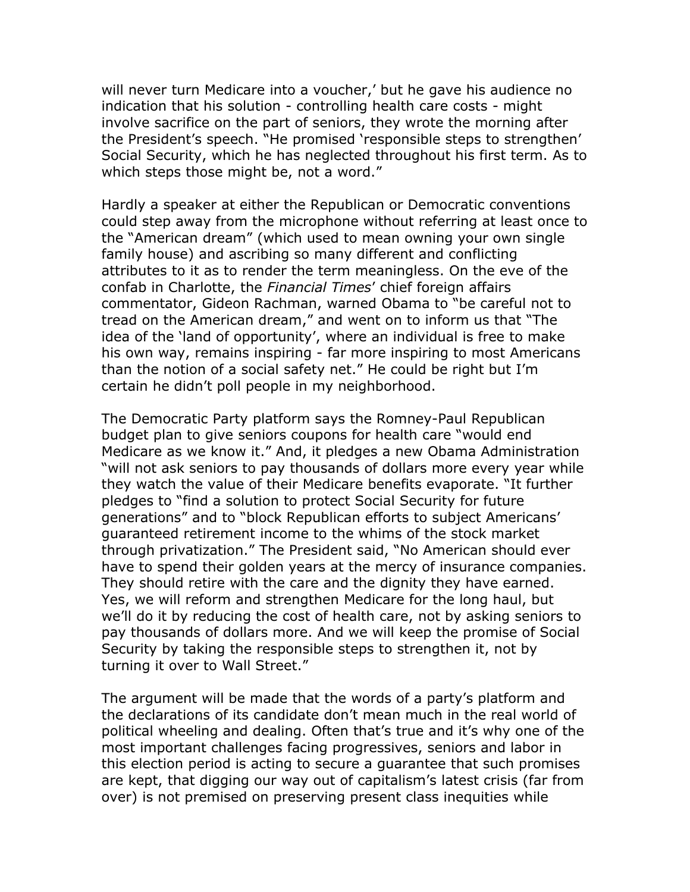will never turn Medicare into a voucher,' but he gave his audience no indication that his solution - controlling health care costs - might involve sacrifice on the part of seniors, they wrote the morning after the President's speech. "He promised 'responsible steps to strengthen' Social Security, which he has neglected throughout his first term. As to which steps those might be, not a word."

Hardly a speaker at either the Republican or Democratic conventions could step away from the microphone without referring at least once to the "American dream" (which used to mean owning your own single family house) and ascribing so many different and conflicting attributes to it as to render the term meaningless. On the eve of the confab in Charlotte, the *Financial Times*' chief foreign affairs commentator, Gideon Rachman, warned Obama to "be careful not to tread on the American dream," and went on to inform us that "The idea of the 'land of opportunity', where an individual is free to make his own way, remains inspiring - far more inspiring to most Americans than the notion of a social safety net." He could be right but I'm certain he didn't poll people in my neighborhood.

The Democratic Party platform says the Romney-Paul Republican budget plan to give seniors coupons for health care "would end Medicare as we know it." And, it pledges a new Obama Administration "will not ask seniors to pay thousands of dollars more every year while they watch the value of their Medicare benefits evaporate. "It further pledges to "find a solution to protect Social Security for future generations" and to "block Republican efforts to subject Americans' guaranteed retirement income to the whims of the stock market through privatization." The President said, "No American should ever have to spend their golden years at the mercy of insurance companies. They should retire with the care and the dignity they have earned. Yes, we will reform and strengthen Medicare for the long haul, but we'll do it by reducing the cost of health care, not by asking seniors to pay thousands of dollars more. And we will keep the promise of Social Security by taking the responsible steps to strengthen it, not by turning it over to Wall Street."

The argument will be made that the words of a party's platform and the declarations of its candidate don't mean much in the real world of political wheeling and dealing. Often that's true and it's why one of the most important challenges facing progressives, seniors and labor in this election period is acting to secure a guarantee that such promises are kept, that digging our way out of capitalism's latest crisis (far from over) is not premised on preserving present class inequities while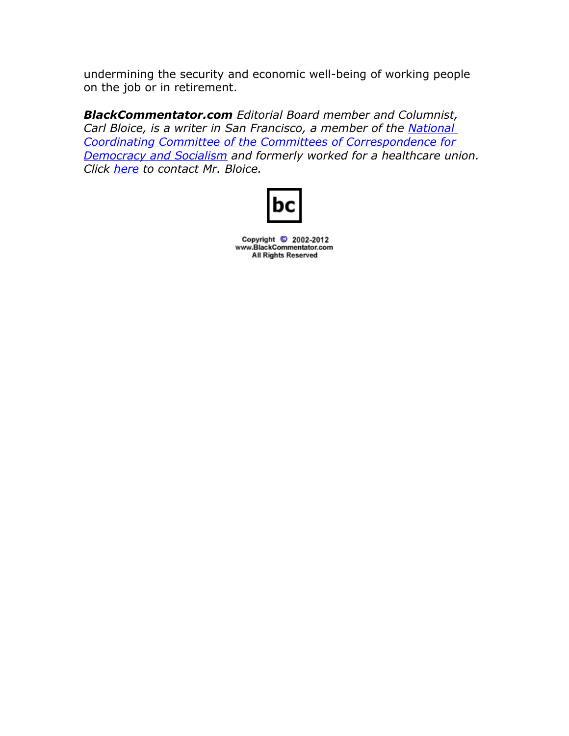undermining the security and economic well-being of working people on the job or in retirement.

***BlackCommentator.com*** *Editorial Board member and Columnist, Carl Bloice, is a writer in San Francisco, a member of the National Coordinating Committee of the Committees of Correspondence for Democracy and Socialism and formerly worked for a healthcare union. Click here to contact Mr. Bloice.*

bc

Copyright © 2002-2012
www.BlackCommentator.com
All Rights Reserved